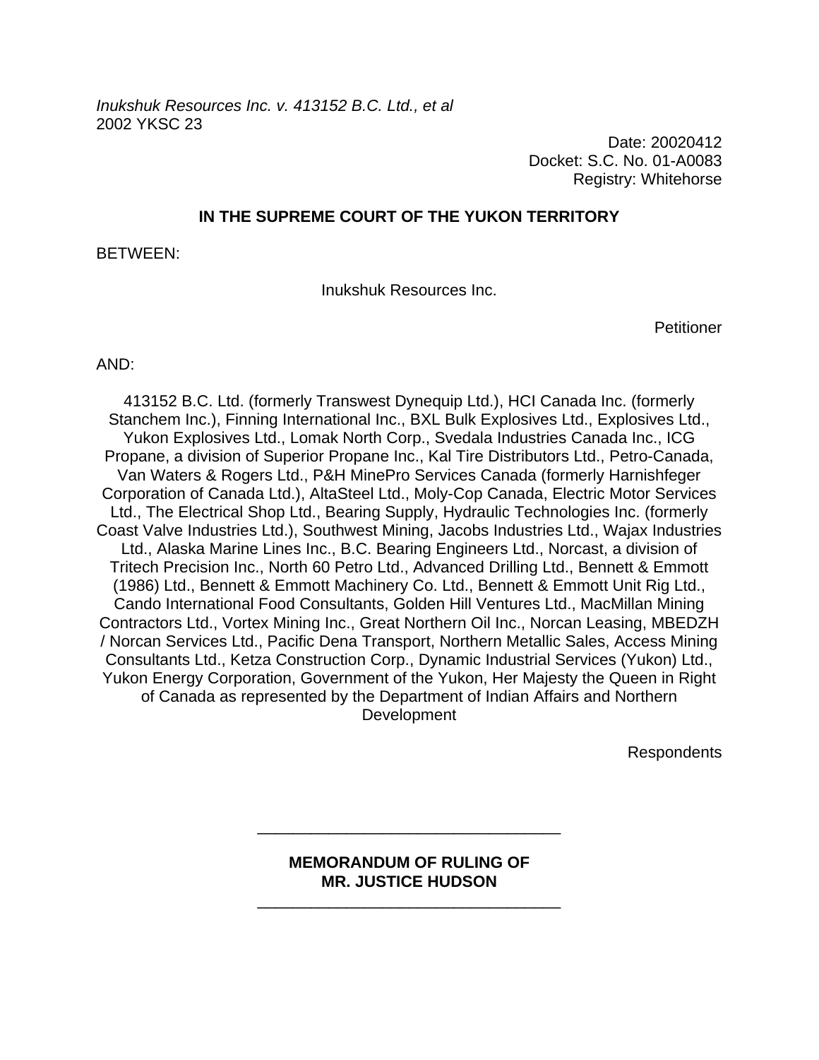*Inukshuk Resources Inc. v. 413152 B.C. Ltd., et al*
2002 YKSC 23

Date: 20020412
Docket: S.C. No. 01-A0083
Registry: Whitehorse

**IN THE SUPREME COURT OF THE YUKON TERRITORY**

BETWEEN:

Inukshuk Resources Inc.

Petitioner

AND:

413152 B.C. Ltd. (formerly Transwest Dynequip Ltd.), HCI Canada Inc. (formerly Stanchem Inc.), Finning International Inc., BXL Bulk Explosives Ltd., Explosives Ltd., Yukon Explosives Ltd., Lomak North Corp., Svedala Industries Canada Inc., ICG Propane, a division of Superior Propane Inc., Kal Tire Distributors Ltd., Petro-Canada, Van Waters & Rogers Ltd., P&H MinePro Services Canada (formerly Harnishfeger Corporation of Canada Ltd.), AltaSteel Ltd., Moly-Cop Canada, Electric Motor Services Ltd., The Electrical Shop Ltd., Bearing Supply, Hydraulic Technologies Inc. (formerly Coast Valve Industries Ltd.), Southwest Mining, Jacobs Industries Ltd., Wajax Industries Ltd., Alaska Marine Lines Inc., B.C. Bearing Engineers Ltd., Norcast, a division of Tritech Precision Inc., North 60 Petro Ltd., Advanced Drilling Ltd., Bennett & Emmott (1986) Ltd., Bennett & Emmott Machinery Co. Ltd., Bennett & Emmott Unit Rig Ltd., Cando International Food Consultants, Golden Hill Ventures Ltd., MacMillan Mining Contractors Ltd., Vortex Mining Inc., Great Northern Oil Inc., Norcan Leasing, MBEDZH / Norcan Services Ltd., Pacific Dena Transport, Northern Metallic Sales, Access Mining Consultants Ltd., Ketza Construction Corp., Dynamic Industrial Services (Yukon) Ltd., Yukon Energy Corporation, Government of the Yukon, Her Majesty the Queen in Right of Canada as represented by the Department of Indian Affairs and Northern Development

Respondents

---

**MEMORANDUM OF RULING OF**
**MR. JUSTICE HUDSON**

---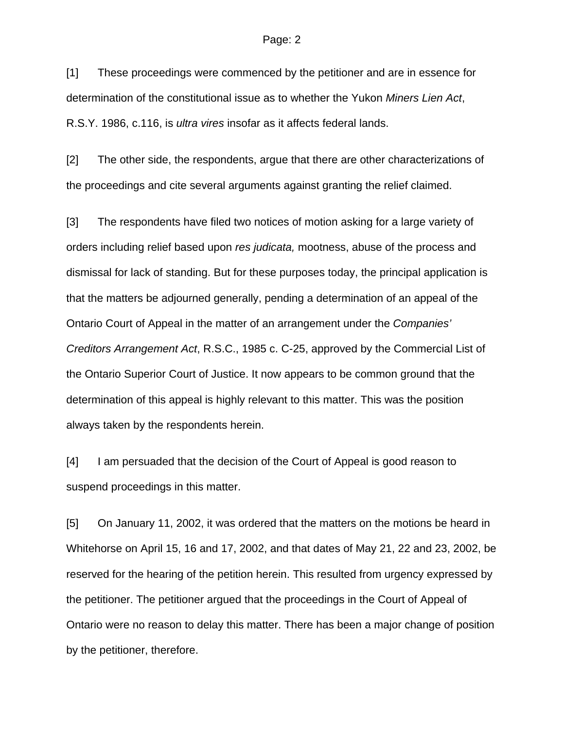[1] These proceedings were commenced by the petitioner and are in essence for determination of the constitutional issue as to whether the Yukon *Miners Lien Act*, R.S.Y. 1986, c.116, is *ultra vires* insofar as it affects federal lands.

[2] The other side, the respondents, argue that there are other characterizations of the proceedings and cite several arguments against granting the relief claimed.

[3] The respondents have filed two notices of motion asking for a large variety of orders including relief based upon *res judicata,* mootness, abuse of the process and dismissal for lack of standing. But for these purposes today, the principal application is that the matters be adjourned generally, pending a determination of an appeal of the Ontario Court of Appeal in the matter of an arrangement under the *Companies' Creditors Arrangement Act*, R.S.C., 1985 c. C-25, approved by the Commercial List of the Ontario Superior Court of Justice. It now appears to be common ground that the determination of this appeal is highly relevant to this matter. This was the position always taken by the respondents herein.

[4] I am persuaded that the decision of the Court of Appeal is good reason to suspend proceedings in this matter.

[5] On January 11, 2002, it was ordered that the matters on the motions be heard in Whitehorse on April 15, 16 and 17, 2002, and that dates of May 21, 22 and 23, 2002, be reserved for the hearing of the petition herein. This resulted from urgency expressed by the petitioner. The petitioner argued that the proceedings in the Court of Appeal of Ontario were no reason to delay this matter. There has been a major change of position by the petitioner, therefore.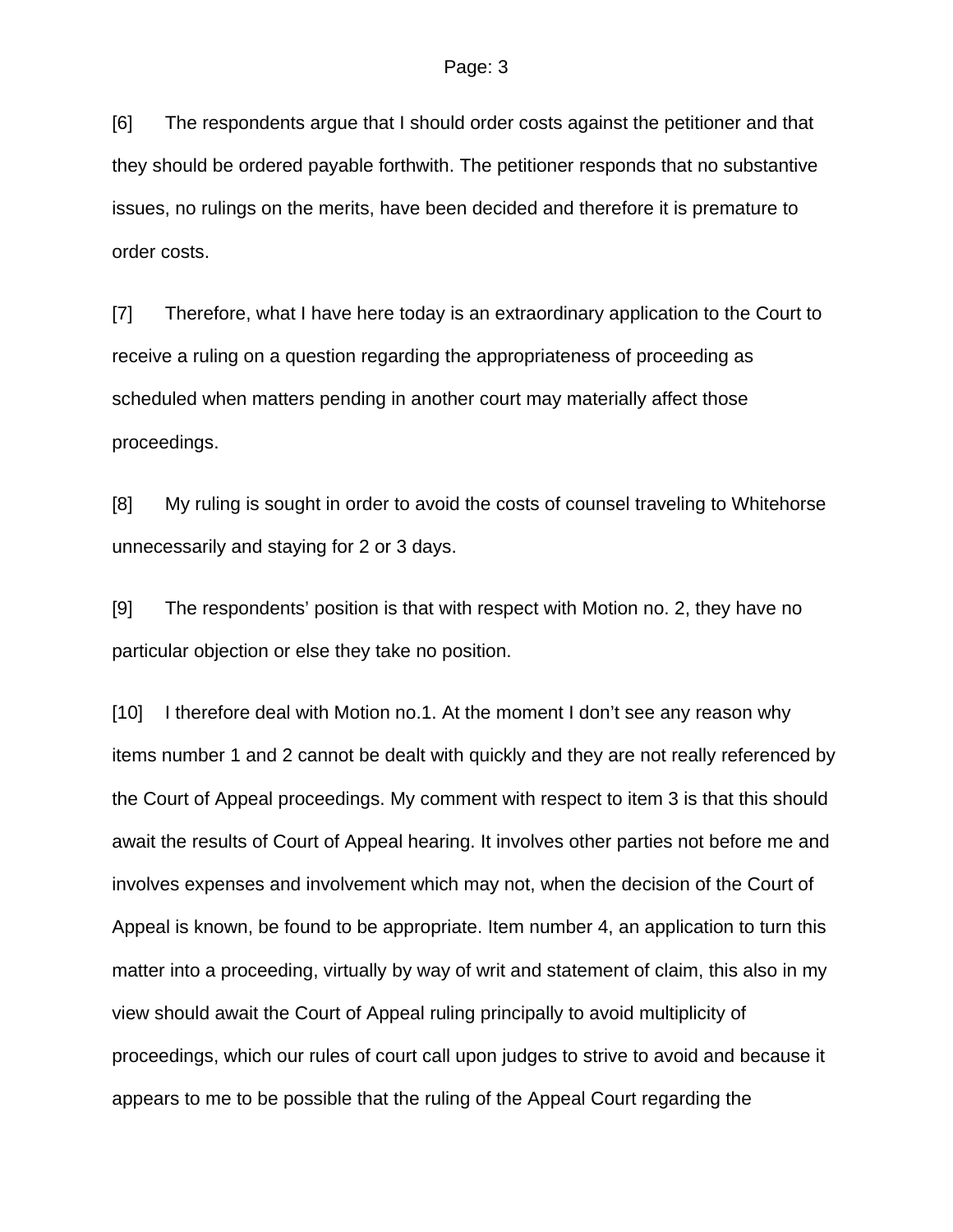[6] The respondents argue that I should order costs against the petitioner and that they should be ordered payable forthwith. The petitioner responds that no substantive issues, no rulings on the merits, have been decided and therefore it is premature to order costs.

[7] Therefore, what I have here today is an extraordinary application to the Court to receive a ruling on a question regarding the appropriateness of proceeding as scheduled when matters pending in another court may materially affect those proceedings.

[8] My ruling is sought in order to avoid the costs of counsel traveling to Whitehorse unnecessarily and staying for 2 or 3 days.

[9] The respondents' position is that with respect with Motion no. 2, they have no particular objection or else they take no position.

[10] I therefore deal with Motion no.1. At the moment I don't see any reason why items number 1 and 2 cannot be dealt with quickly and they are not really referenced by the Court of Appeal proceedings. My comment with respect to item 3 is that this should await the results of Court of Appeal hearing. It involves other parties not before me and involves expenses and involvement which may not, when the decision of the Court of Appeal is known, be found to be appropriate. Item number 4, an application to turn this matter into a proceeding, virtually by way of writ and statement of claim, this also in my view should await the Court of Appeal ruling principally to avoid multiplicity of proceedings, which our rules of court call upon judges to strive to avoid and because it appears to me to be possible that the ruling of the Appeal Court regarding the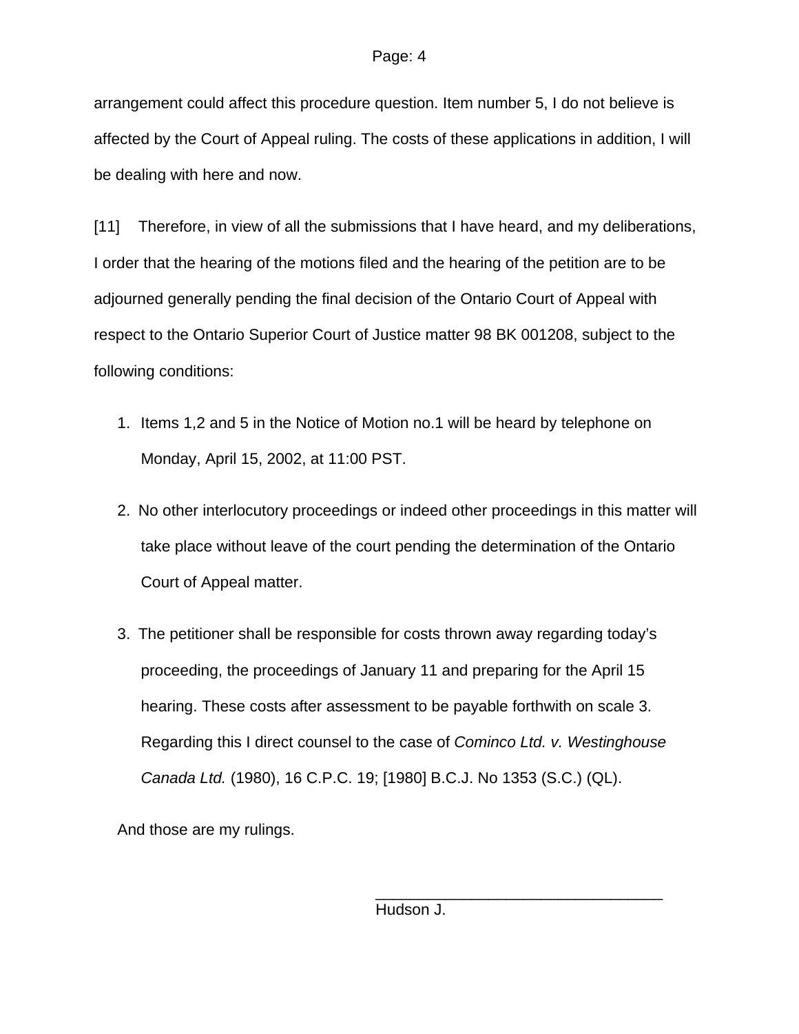arrangement could affect this procedure question. Item number 5, I do not believe is affected by the Court of Appeal ruling. The costs of these applications in addition, I will be dealing with here and now.

[11] Therefore, in view of all the submissions that I have heard, and my deliberations, I order that the hearing of the motions filed and the hearing of the petition are to be adjourned generally pending the final decision of the Ontario Court of Appeal with respect to the Ontario Superior Court of Justice matter 98 BK 001208, subject to the following conditions:

1. Items 1,2 and 5 in the Notice of Motion no.1 will be heard by telephone on Monday, April 15, 2002, at 11:00 PST.

2. No other interlocutory proceedings or indeed other proceedings in this matter will take place without leave of the court pending the determination of the Ontario Court of Appeal matter.

3. The petitioner shall be responsible for costs thrown away regarding today's proceeding, the proceedings of January 11 and preparing for the April 15 hearing. These costs after assessment to be payable forthwith on scale 3. Regarding this I direct counsel to the case of *Cominco Ltd. v. Westinghouse Canada Ltd.* (1980), 16 C.P.C. 19; [1980] B.C.J. No 1353 (S.C.) (QL).

And those are my rulings.

Hudson J.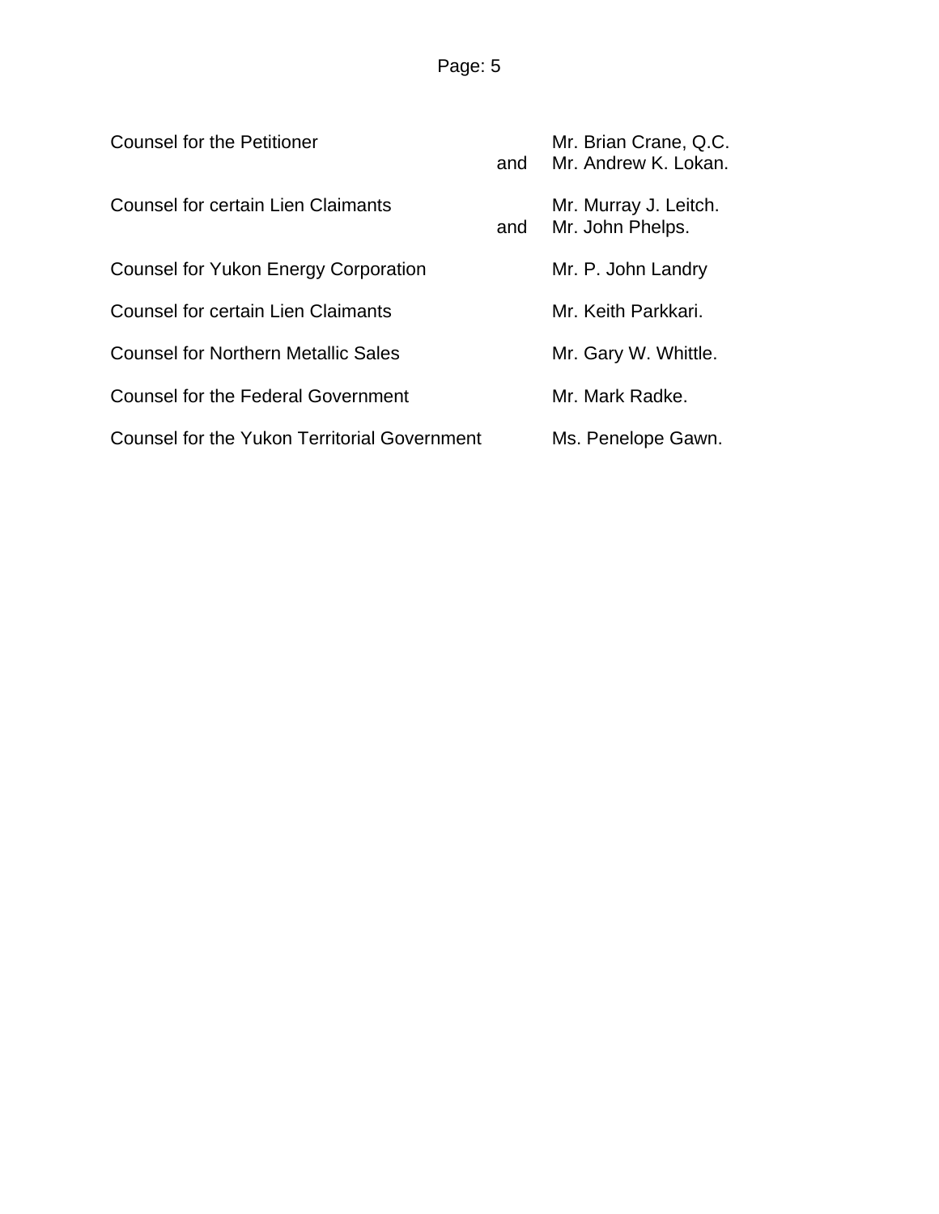| | | |
|---|---|---|
| Counsel for the Petitioner | | Mr. Brian Crane, Q.C. |
| | and | Mr. Andrew K. Lokan. |
| Counsel for certain Lien Claimants | | Mr. Murray J. Leitch. |
| | and | Mr. John Phelps. |
| Counsel for Yukon Energy Corporation | | Mr. P. John Landry |
| Counsel for certain Lien Claimants | | Mr. Keith Parkkari. |
| Counsel for Northern Metallic Sales | | Mr. Gary W. Whittle. |
| Counsel for the Federal Government | | Mr. Mark Radke. |
| Counsel for the Yukon Territorial Government | | Ms. Penelope Gawn. |